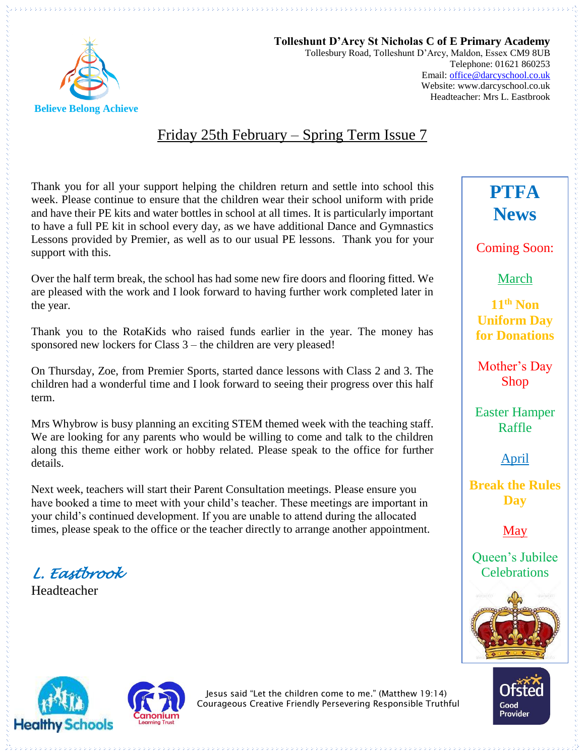**Tolleshunt D'Arcy St Nicholas C of E Primary Academy**
Tollesbury Road, Tolleshunt D'Arcy, Maldon, Essex CM9 8UB
Telephone: 01621 860253
Email: office@darcyschool.co.uk
Website: www.darcyschool.co.uk
Headteacher: Mrs L. Eastbrook

Believe Belong Achieve

# Friday 25th February – Spring Term Issue 7

Thank you for all your support helping the children return and settle into school this week. Please continue to ensure that the children wear their school uniform with pride and have their PE kits and water bottles in school at all times. It is particularly important to have a full PE kit in school every day, as we have additional Dance and Gymnastics Lessons provided by Premier, as well as to our usual PE lessons. Thank you for your support with this.

Over the half term break, the school has had some new fire doors and flooring fitted. We are pleased with the work and I look forward to having further work completed later in the year.

Thank you to the RotaKids who raised funds earlier in the year. The money has sponsored new lockers for Class 3 – the children are very pleased!

On Thursday, Zoe, from Premier Sports, started dance lessons with Class 2 and 3. The children had a wonderful time and I look forward to seeing their progress over this half term.

Mrs Whybrow is busy planning an exciting STEM themed week with the teaching staff. We are looking for any parents who would be willing to come and talk to the children along this theme either work or hobby related. Please speak to the office for further details.

Next week, teachers will start their Parent Consultation meetings. Please ensure you have booked a time to meet with your child's teacher. These meetings are important in your child's continued development. If you are unable to attend during the allocated times, please speak to the office or the teacher directly to arrange another appointment.

*L. Eastbrook*
Headteacher

## PTFA News

Coming Soon:

**March**

**11th Non Uniform Day for Donations**

Mother's Day Shop

Easter Hamper Raffle

**April**

**Break the Rules Day**

**May**

Queen's Jubilee Celebrations

Jesus said "Let the children come to me." (Matthew 19:14)
Courageous Creative Friendly Persevering Responsible Truthful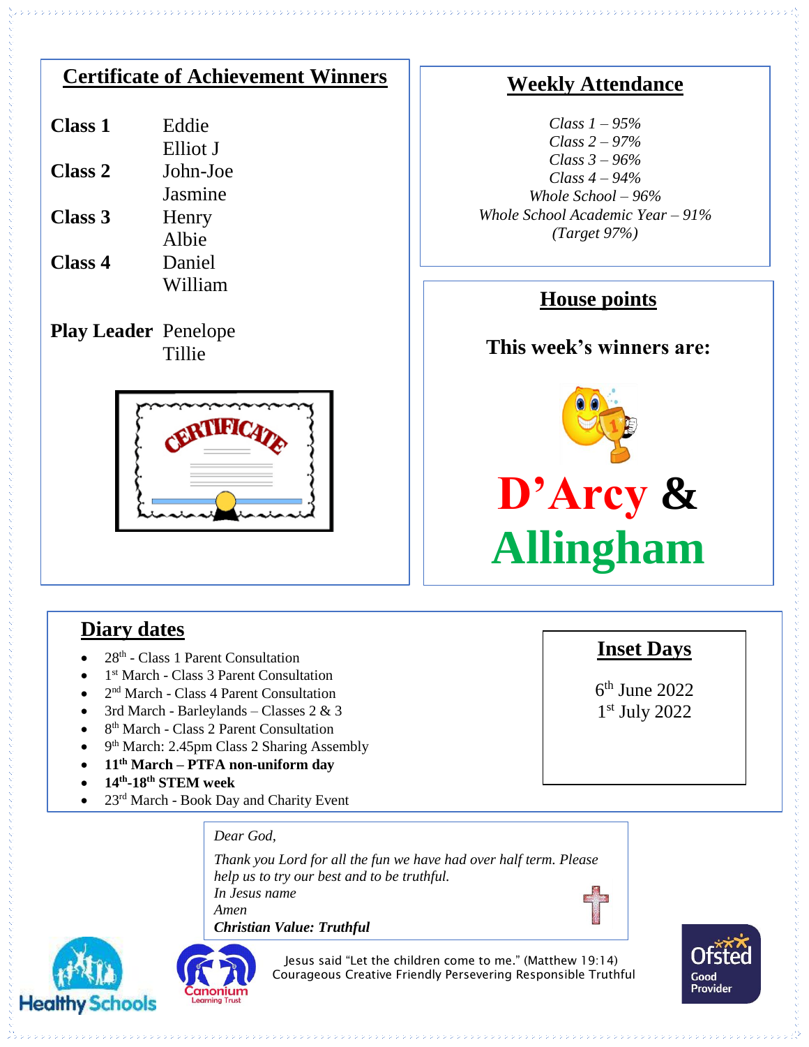## Certificate of Achievement Winners

| | |
|---|---|
| **Class 1** | Eddie |
| | Elliot J |
| **Class 2** | John-Joe |
| | Jasmine |
| **Class 3** | Henry |
| | Albie |
| **Class 4** | Daniel |
| | William |
| **Play Leader** | Penelope |
| | Tillie |

## Weekly Attendance

*Class 1 – 95%*
*Class 2 – 97%*
*Class 3 – 96%*
*Class 4 – 94%*
*Whole School – 96%*
*Whole School Academic Year – 91%*
*(Target 97%)*

## House points

**This week's winners are:**

# D'Arcy & Allingham

## Diary dates

- 28th - Class 1 Parent Consultation
- 1st March - Class 3 Parent Consultation
- 2nd March - Class 4 Parent Consultation
- 3rd March - Barleylands – Classes 2 & 3
- 8th March - Class 2 Parent Consultation
- 9th March: 2.45pm Class 2 Sharing Assembly
- **11th March – PTFA non-uniform day**
- **14th-18th STEM week**
- 23rd March - Book Day and Charity Event

## Inset Days

6th June 2022
1st July 2022

*Dear God,*

*Thank you Lord for all the fun we have had over half term. Please help us to try our best and to be truthful.*
*In Jesus name*
*Amen*
***Christian Value: Truthful***

Jesus said "Let the children come to me." (Matthew 19:14)
Courageous Creative Friendly Persevering Responsible Truthful